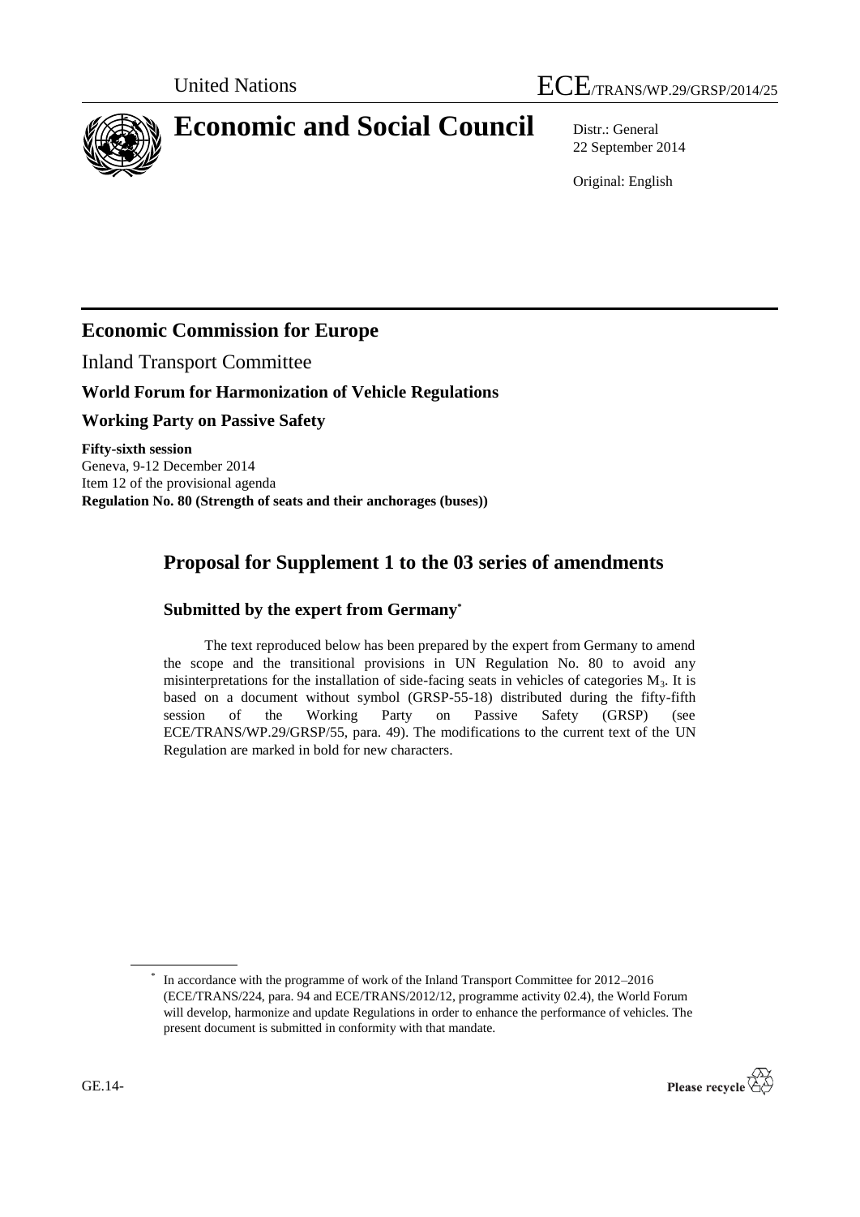United Nations ECE/TRANS/WP.29/GRSP/2014/25

# Economic and Social Council

Distr.: General
22 September 2014

Original: English

## Economic Commission for Europe

Inland Transport Committee

### World Forum for Harmonization of Vehicle Regulations

### Working Party on Passive Safety

**Fifty-sixth session**
Geneva, 9-12 December 2014
Item 12 of the provisional agenda
**Regulation No. 80 (Strength of seats and their anchorages (buses))**

## Proposal for Supplement 1 to the 03 series of amendments

### Submitted by the expert from Germany*

The text reproduced below has been prepared by the expert from Germany to amend the scope and the transitional provisions in UN Regulation No. 80 to avoid any misinterpretations for the installation of side-facing seats in vehicles of categories $M_3$. It is based on a document without symbol (GRSP-55-18) distributed during the fifty-fifth session of the Working Party on Passive Safety (GRSP) (see ECE/TRANS/WP.29/GRSP/55, para. 49). The modifications to the current text of the UN Regulation are marked in bold for new characters.

\* In accordance with the programme of work of the Inland Transport Committee for 2012–2016 (ECE/TRANS/224, para. 94 and ECE/TRANS/2012/12, programme activity 02.4), the World Forum will develop, harmonize and update Regulations in order to enhance the performance of vehicles. The present document is submitted in conformity with that mandate.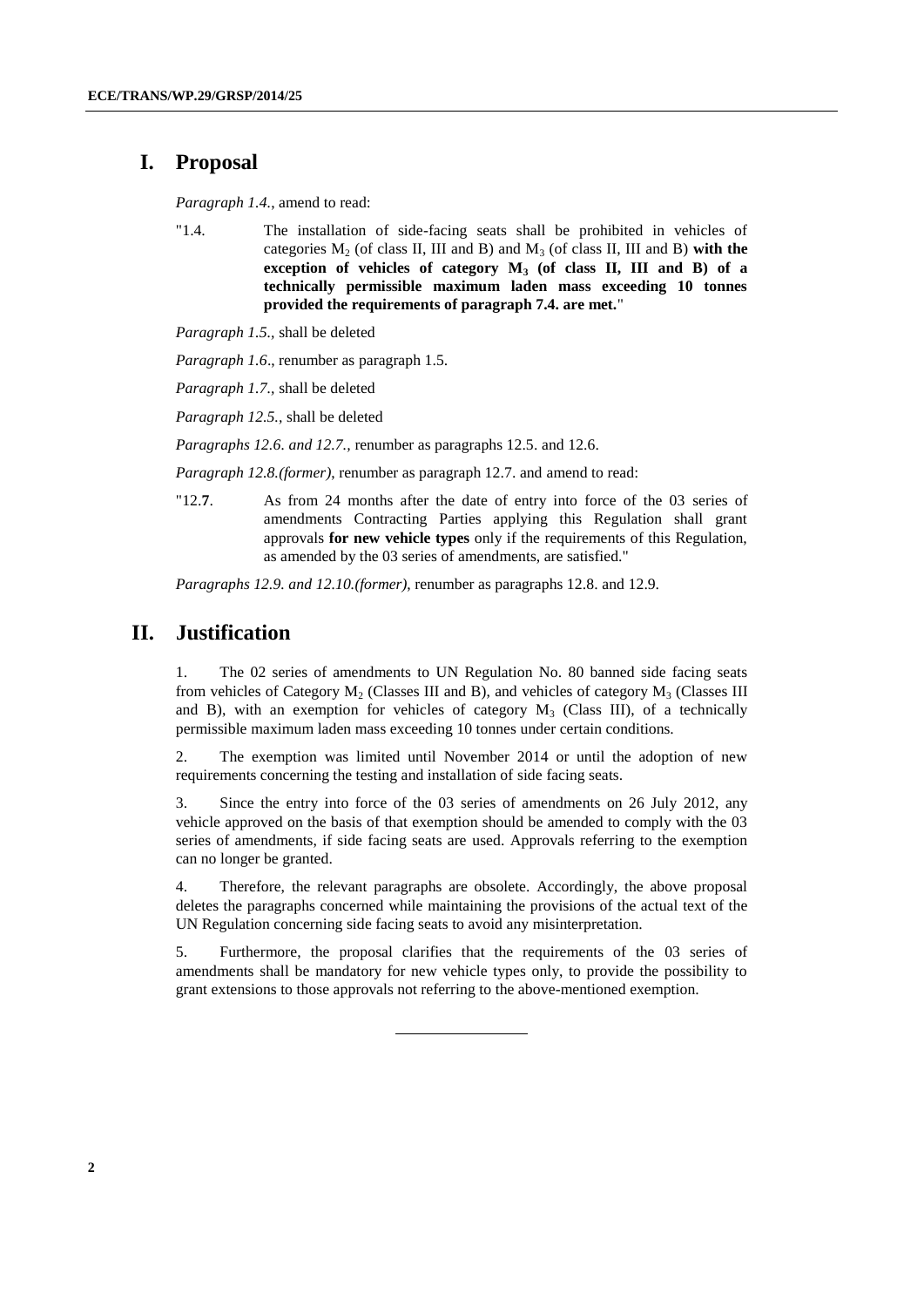## I. Proposal

*Paragraph 1.4.*, amend to read:

"1.4. The installation of side-facing seats shall be prohibited in vehicles of categories $M_2$ (of class II, III and B) and $M_3$ (of class II, III and B) **with the exception of vehicles of category $M_3$ (of class II, III and B) of a technically permissible maximum laden mass exceeding 10 tonnes provided the requirements of paragraph 7.4. are met.**"

*Paragraph 1.5.*, shall be deleted

*Paragraph 1.6*., renumber as paragraph 1.5.

*Paragraph 1.7.*, shall be deleted

*Paragraph 12.5.*, shall be deleted

*Paragraphs 12.6. and 12.7.*, renumber as paragraphs 12.5. and 12.6.

*Paragraph 12.8.(former)*, renumber as paragraph 12.7. and amend to read:

"12.**7**. As from 24 months after the date of entry into force of the 03 series of amendments Contracting Parties applying this Regulation shall grant approvals **for new vehicle types** only if the requirements of this Regulation, as amended by the 03 series of amendments, are satisfied."

*Paragraphs 12.9. and 12.10.(former)*, renumber as paragraphs 12.8. and 12.9.

## II. Justification

1. The 02 series of amendments to UN Regulation No. 80 banned side facing seats from vehicles of Category $M_2$ (Classes III and B), and vehicles of category $M_3$ (Classes III and B), with an exemption for vehicles of category $M_3$ (Class III), of a technically permissible maximum laden mass exceeding 10 tonnes under certain conditions.

2. The exemption was limited until November 2014 or until the adoption of new requirements concerning the testing and installation of side facing seats.

3. Since the entry into force of the 03 series of amendments on 26 July 2012, any vehicle approved on the basis of that exemption should be amended to comply with the 03 series of amendments, if side facing seats are used. Approvals referring to the exemption can no longer be granted.

4. Therefore, the relevant paragraphs are obsolete. Accordingly, the above proposal deletes the paragraphs concerned while maintaining the provisions of the actual text of the UN Regulation concerning side facing seats to avoid any misinterpretation.

5. Furthermore, the proposal clarifies that the requirements of the 03 series of amendments shall be mandatory for new vehicle types only, to provide the possibility to grant extensions to those approvals not referring to the above-mentioned exemption.